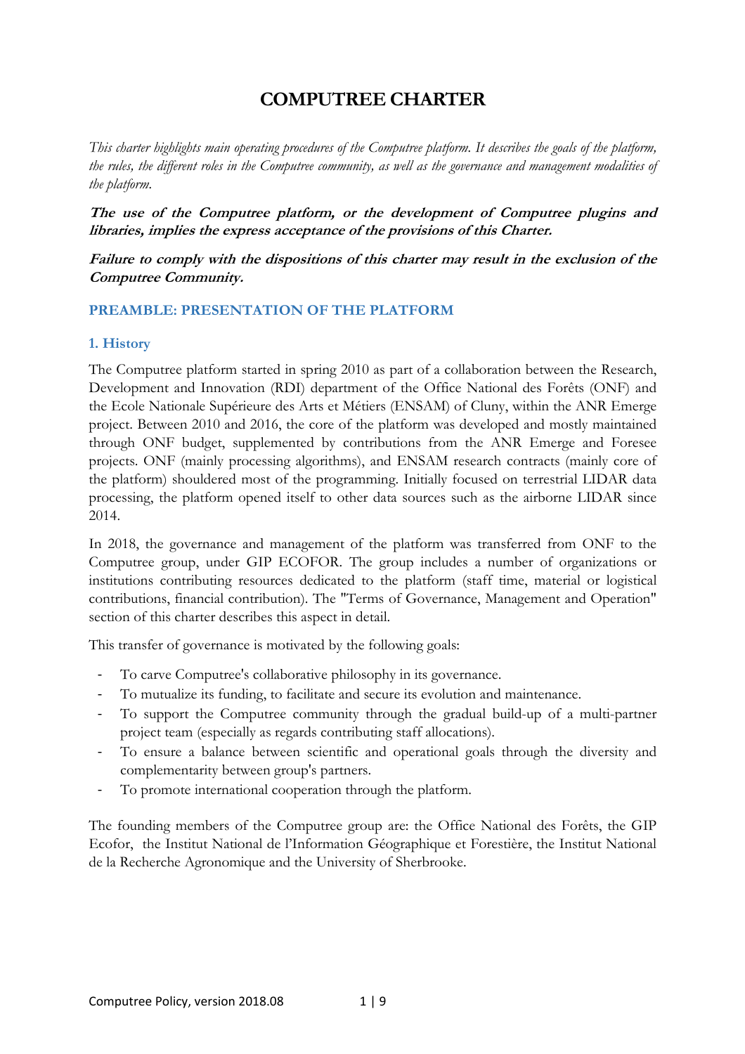# COMPUTREE CHARTER

*This charter highlights main operating procedures of the Computree platform. It describes the goals of the platform, the rules, the different roles in the Computree community, as well as the governance and management modalities of the platform.*

***The use of the Computree platform, or the development of Computree plugins and libraries, implies the express acceptance of the provisions of this Charter.***

***Failure to comply with the dispositions of this charter may result in the exclusion of the Computree Community.***

## PREAMBLE: PRESENTATION OF THE PLATFORM

### 1. History

The Computree platform started in spring 2010 as part of a collaboration between the Research, Development and Innovation (RDI) department of the Office National des Forêts (ONF) and the Ecole Nationale Supérieure des Arts et Métiers (ENSAM) of Cluny, within the ANR Emerge project. Between 2010 and 2016, the core of the platform was developed and mostly maintained through ONF budget, supplemented by contributions from the ANR Emerge and Foresee projects. ONF (mainly processing algorithms), and ENSAM research contracts (mainly core of the platform) shouldered most of the programming. Initially focused on terrestrial LIDAR data processing, the platform opened itself to other data sources such as the airborne LIDAR since 2014.

In 2018, the governance and management of the platform was transferred from ONF to the Computree group, under GIP ECOFOR. The group includes a number of organizations or institutions contributing resources dedicated to the platform (staff time, material or logistical contributions, financial contribution). The "Terms of Governance, Management and Operation" section of this charter describes this aspect in detail.

This transfer of governance is motivated by the following goals:

- To carve Computree's collaborative philosophy in its governance.
- To mutualize its funding, to facilitate and secure its evolution and maintenance.
- To support the Computree community through the gradual build-up of a multi-partner project team (especially as regards contributing staff allocations).
- To ensure a balance between scientific and operational goals through the diversity and complementarity between group's partners.
- To promote international cooperation through the platform.

The founding members of the Computree group are: the Office National des Forêts, the GIP Ecofor, the Institut National de l'Information Géographique et Forestière, the Institut National de la Recherche Agronomique and the University of Sherbrooke.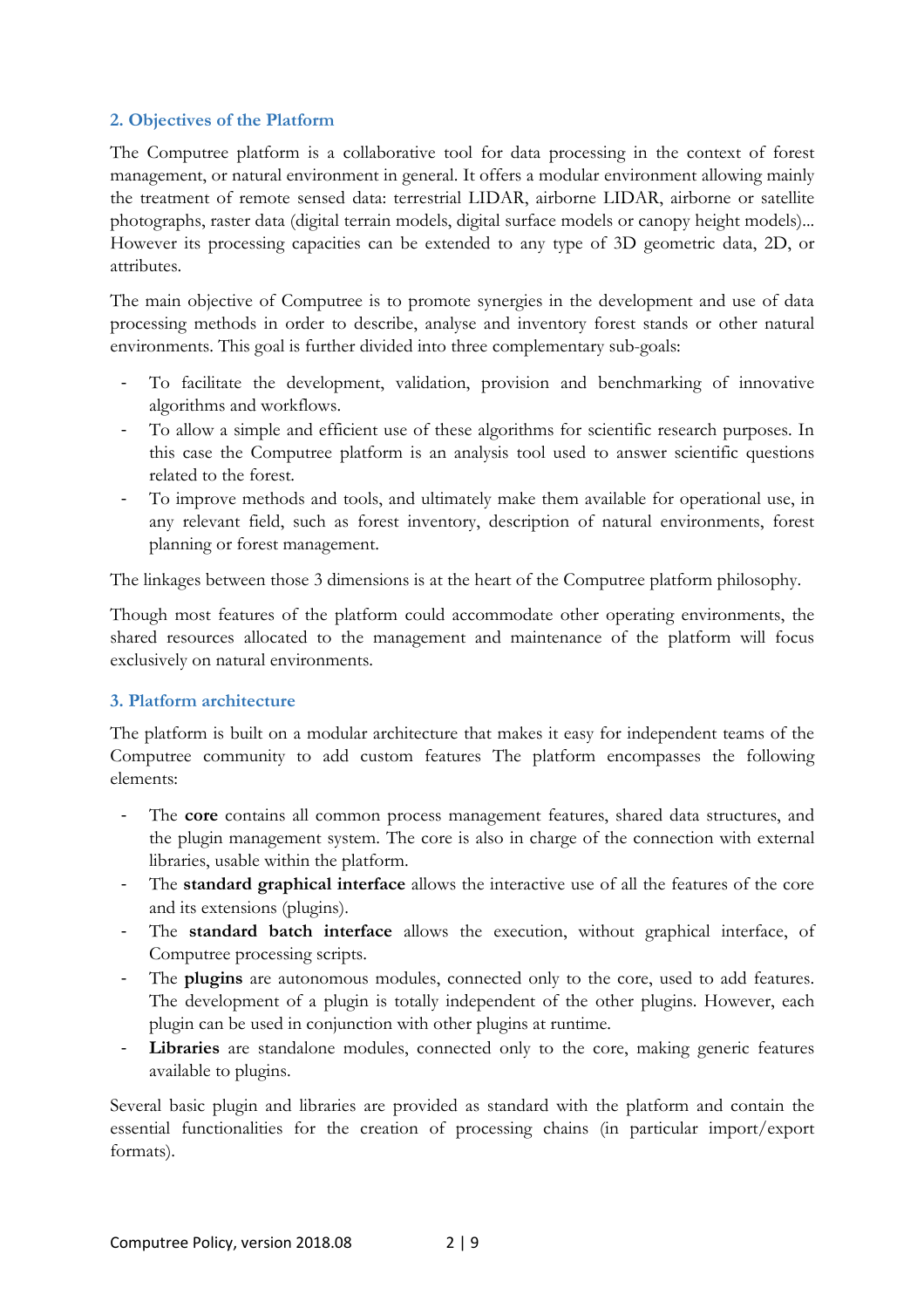## 2. Objectives of the Platform

The Computree platform is a collaborative tool for data processing in the context of forest management, or natural environment in general. It offers a modular environment allowing mainly the treatment of remote sensed data: terrestrial LIDAR, airborne LIDAR, airborne or satellite photographs, raster data (digital terrain models, digital surface models or canopy height models)... However its processing capacities can be extended to any type of 3D geometric data, 2D, or attributes.

The main objective of Computree is to promote synergies in the development and use of data processing methods in order to describe, analyse and inventory forest stands or other natural environments. This goal is further divided into three complementary sub-goals:

- To facilitate the development, validation, provision and benchmarking of innovative algorithms and workflows.
- To allow a simple and efficient use of these algorithms for scientific research purposes. In this case the Computree platform is an analysis tool used to answer scientific questions related to the forest.
- To improve methods and tools, and ultimately make them available for operational use, in any relevant field, such as forest inventory, description of natural environments, forest planning or forest management.

The linkages between those 3 dimensions is at the heart of the Computree platform philosophy.

Though most features of the platform could accommodate other operating environments, the shared resources allocated to the management and maintenance of the platform will focus exclusively on natural environments.

## 3. Platform architecture

The platform is built on a modular architecture that makes it easy for independent teams of the Computree community to add custom features The platform encompasses the following elements:

- The **core** contains all common process management features, shared data structures, and the plugin management system. The core is also in charge of the connection with external libraries, usable within the platform.
- The **standard graphical interface** allows the interactive use of all the features of the core and its extensions (plugins).
- The **standard batch interface** allows the execution, without graphical interface, of Computree processing scripts.
- The **plugins** are autonomous modules, connected only to the core, used to add features. The development of a plugin is totally independent of the other plugins. However, each plugin can be used in conjunction with other plugins at runtime.
- **Libraries** are standalone modules, connected only to the core, making generic features available to plugins.

Several basic plugin and libraries are provided as standard with the platform and contain the essential functionalities for the creation of processing chains (in particular import/export formats).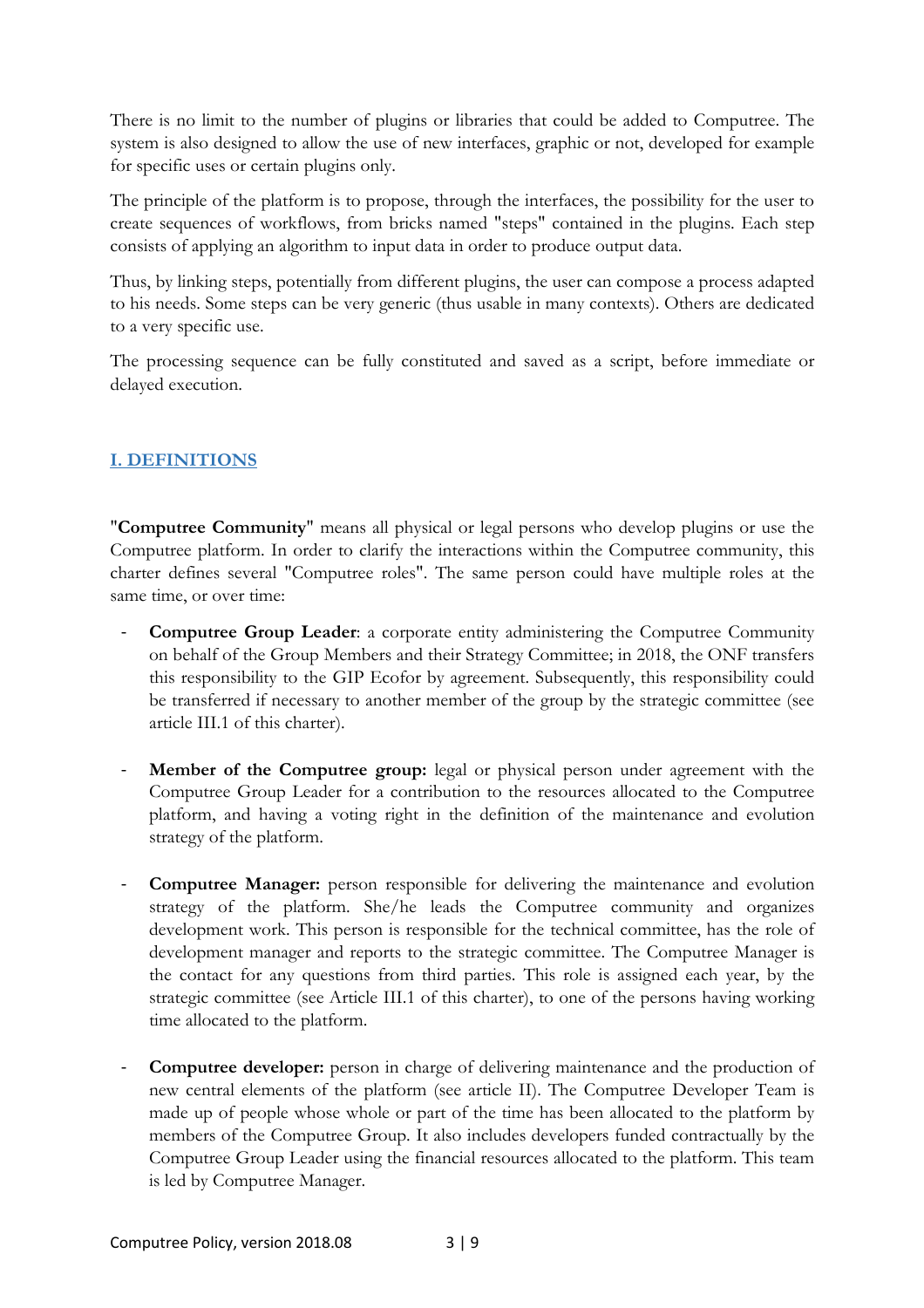There is no limit to the number of plugins or libraries that could be added to Computree. The system is also designed to allow the use of new interfaces, graphic or not, developed for example for specific uses or certain plugins only.

The principle of the platform is to propose, through the interfaces, the possibility for the user to create sequences of workflows, from bricks named "steps" contained in the plugins. Each step consists of applying an algorithm to input data in order to produce output data.

Thus, by linking steps, potentially from different plugins, the user can compose a process adapted to his needs. Some steps can be very generic (thus usable in many contexts). Others are dedicated to a very specific use.

The processing sequence can be fully constituted and saved as a script, before immediate or delayed execution.

## I. DEFINITIONS

"**Computree Community**" means all physical or legal persons who develop plugins or use the Computree platform. In order to clarify the interactions within the Computree community, this charter defines several "Computree roles". The same person could have multiple roles at the same time, or over time:

- **Computree Group Leader**: a corporate entity administering the Computree Community on behalf of the Group Members and their Strategy Committee; in 2018, the ONF transfers this responsibility to the GIP Ecofor by agreement. Subsequently, this responsibility could be transferred if necessary to another member of the group by the strategic committee (see article III.1 of this charter).

- **Member of the Computree group:** legal or physical person under agreement with the Computree Group Leader for a contribution to the resources allocated to the Computree platform, and having a voting right in the definition of the maintenance and evolution strategy of the platform.

- **Computree Manager:** person responsible for delivering the maintenance and evolution strategy of the platform. She/he leads the Computree community and organizes development work. This person is responsible for the technical committee, has the role of development manager and reports to the strategic committee. The Computree Manager is the contact for any questions from third parties. This role is assigned each year, by the strategic committee (see Article III.1 of this charter), to one of the persons having working time allocated to the platform.

- **Computree developer:** person in charge of delivering maintenance and the production of new central elements of the platform (see article II). The Computree Developer Team is made up of people whose whole or part of the time has been allocated to the platform by members of the Computree Group. It also includes developers funded contractually by the Computree Group Leader using the financial resources allocated to the platform. This team is led by Computree Manager.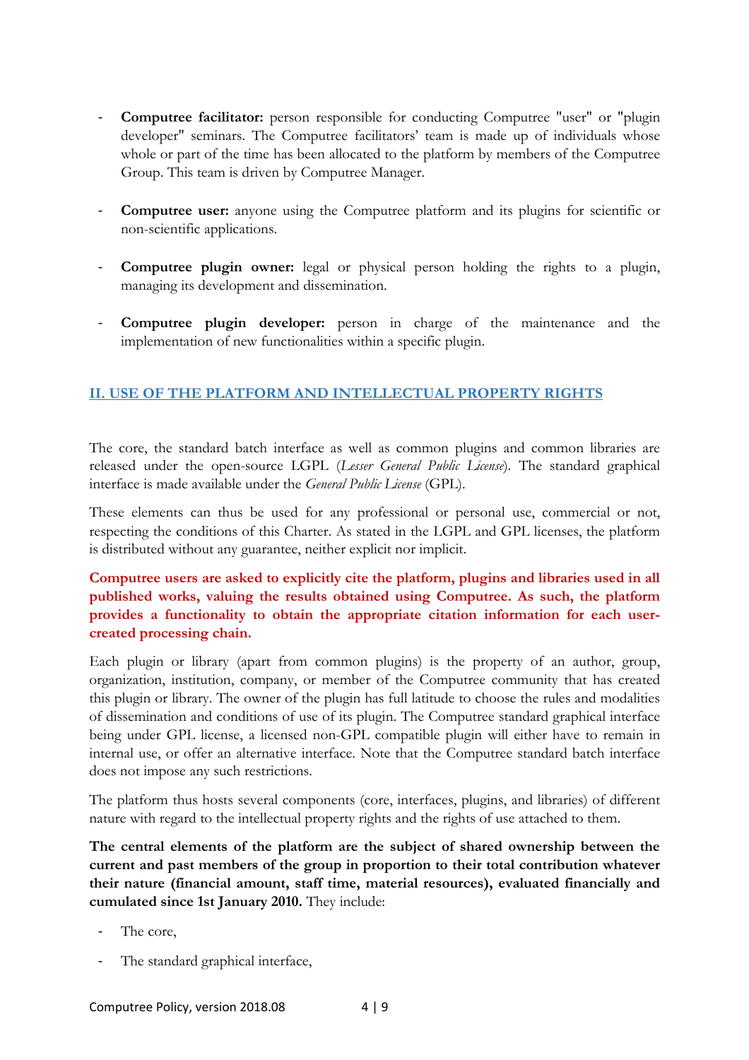- **Computree facilitator:** person responsible for conducting Computree "user" or "plugin developer" seminars. The Computree facilitators' team is made up of individuals whose whole or part of the time has been allocated to the platform by members of the Computree Group. This team is driven by Computree Manager.

- **Computree user:** anyone using the Computree platform and its plugins for scientific or non-scientific applications.

- **Computree plugin owner:** legal or physical person holding the rights to a plugin, managing its development and dissemination.

- **Computree plugin developer:** person in charge of the maintenance and the implementation of new functionalities within a specific plugin.

## II. USE OF THE PLATFORM AND INTELLECTUAL PROPERTY RIGHTS

The core, the standard batch interface as well as common plugins and common libraries are released under the open-source LGPL (*Lesser General Public License*). The standard graphical interface is made available under the *General Public License* (GPL).

These elements can thus be used for any professional or personal use, commercial or not, respecting the conditions of this Charter. As stated in the LGPL and GPL licenses, the platform is distributed without any guarantee, neither explicit nor implicit.

**Computree users are asked to explicitly cite the platform, plugins and libraries used in all published works, valuing the results obtained using Computree. As such, the platform provides a functionality to obtain the appropriate citation information for each user-created processing chain.**

Each plugin or library (apart from common plugins) is the property of an author, group, organization, institution, company, or member of the Computree community that has created this plugin or library. The owner of the plugin has full latitude to choose the rules and modalities of dissemination and conditions of use of its plugin. The Computree standard graphical interface being under GPL license, a licensed non-GPL compatible plugin will either have to remain in internal use, or offer an alternative interface. Note that the Computree standard batch interface does not impose any such restrictions.

The platform thus hosts several components (core, interfaces, plugins, and libraries) of different nature with regard to the intellectual property rights and the rights of use attached to them.

**The central elements of the platform are the subject of shared ownership between the current and past members of the group in proportion to their total contribution whatever their nature (financial amount, staff time, material resources), evaluated financially and cumulated since 1st January 2010.** They include:

- The core,
- The standard graphical interface,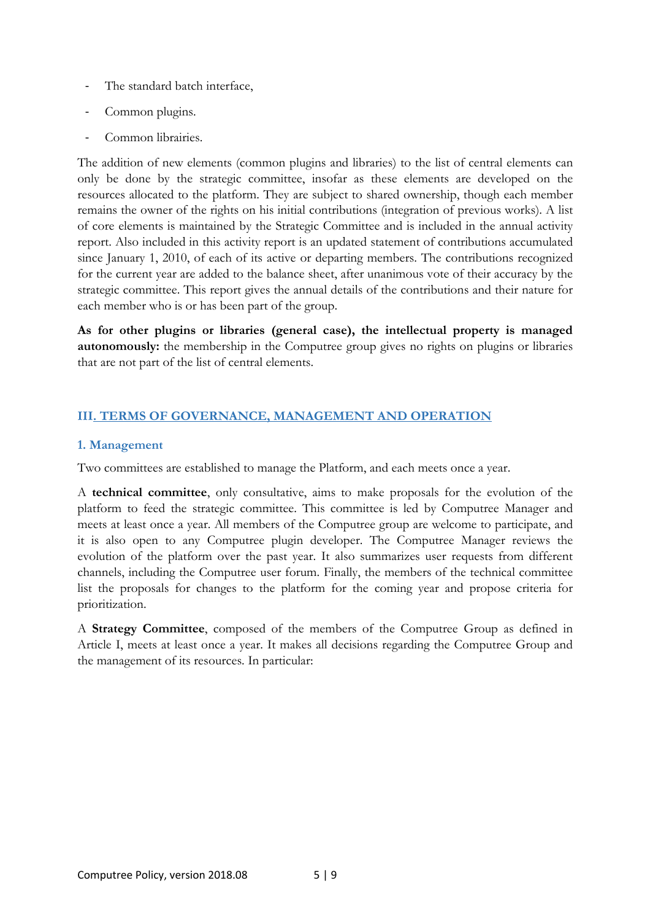- The standard batch interface,
- Common plugins.
- Common librairies.

The addition of new elements (common plugins and libraries) to the list of central elements can only be done by the strategic committee, insofar as these elements are developed on the resources allocated to the platform. They are subject to shared ownership, though each member remains the owner of the rights on his initial contributions (integration of previous works). A list of core elements is maintained by the Strategic Committee and is included in the annual activity report. Also included in this activity report is an updated statement of contributions accumulated since January 1, 2010, of each of its active or departing members. The contributions recognized for the current year are added to the balance sheet, after unanimous vote of their accuracy by the strategic committee. This report gives the annual details of the contributions and their nature for each member who is or has been part of the group.

**As for other plugins or libraries (general case), the intellectual property is managed autonomously:** the membership in the Computree group gives no rights on plugins or libraries that are not part of the list of central elements.

## III. TERMS OF GOVERNANCE, MANAGEMENT AND OPERATION

### 1. Management

Two committees are established to manage the Platform, and each meets once a year.

A **technical committee**, only consultative, aims to make proposals for the evolution of the platform to feed the strategic committee. This committee is led by Computree Manager and meets at least once a year. All members of the Computree group are welcome to participate, and it is also open to any Computree plugin developer. The Computree Manager reviews the evolution of the platform over the past year. It also summarizes user requests from different channels, including the Computree user forum. Finally, the members of the technical committee list the proposals for changes to the platform for the coming year and propose criteria for prioritization.

A **Strategy Committee**, composed of the members of the Computree Group as defined in Article I, meets at least once a year. It makes all decisions regarding the Computree Group and the management of its resources. In particular: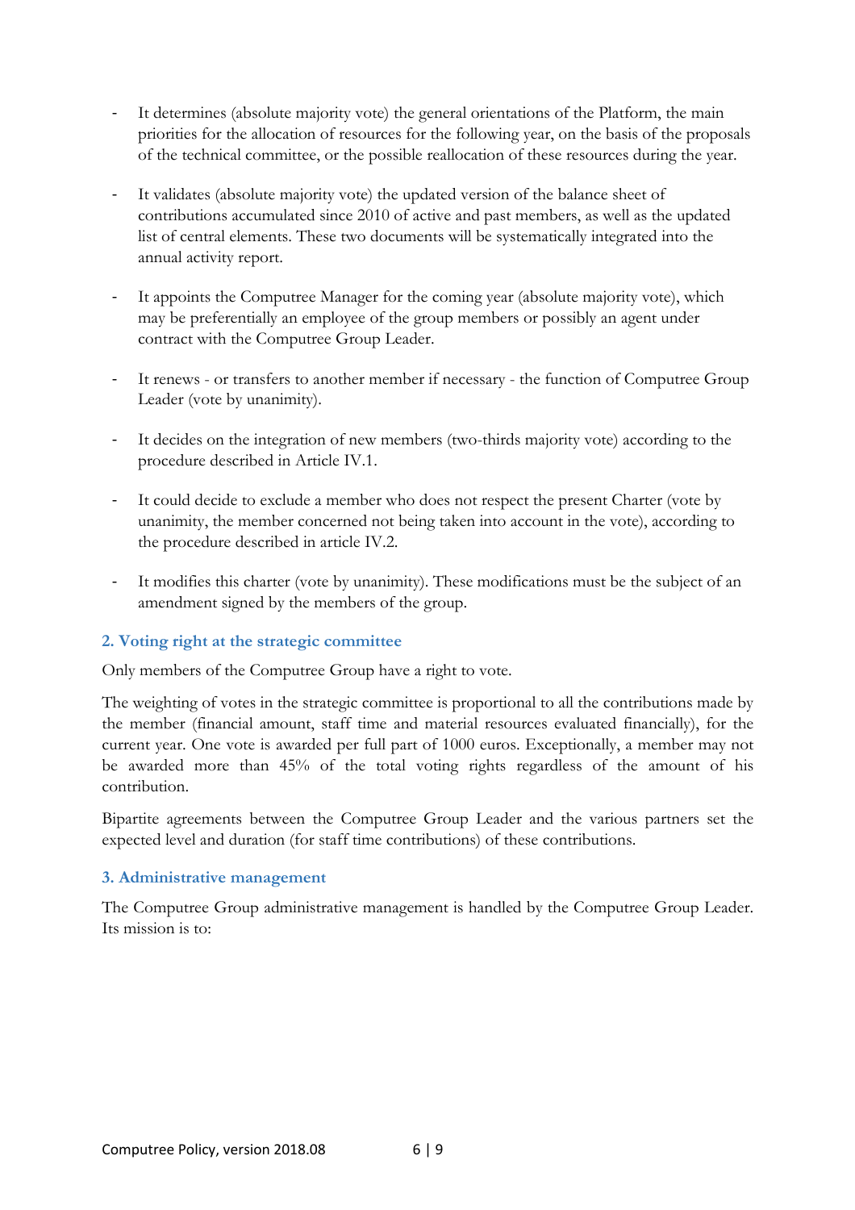- It determines (absolute majority vote) the general orientations of the Platform, the main priorities for the allocation of resources for the following year, on the basis of the proposals of the technical committee, or the possible reallocation of these resources during the year.

- It validates (absolute majority vote) the updated version of the balance sheet of contributions accumulated since 2010 of active and past members, as well as the updated list of central elements. These two documents will be systematically integrated into the annual activity report.

- It appoints the Computree Manager for the coming year (absolute majority vote), which may be preferentially an employee of the group members or possibly an agent under contract with the Computree Group Leader.

- It renews - or transfers to another member if necessary - the function of Computree Group Leader (vote by unanimity).

- It decides on the integration of new members (two-thirds majority vote) according to the procedure described in Article IV.1.

- It could decide to exclude a member who does not respect the present Charter (vote by unanimity, the member concerned not being taken into account in the vote), according to the procedure described in article IV.2.

- It modifies this charter (vote by unanimity). These modifications must be the subject of an amendment signed by the members of the group.

### 2. Voting right at the strategic committee

Only members of the Computree Group have a right to vote.

The weighting of votes in the strategic committee is proportional to all the contributions made by the member (financial amount, staff time and material resources evaluated financially), for the current year. One vote is awarded per full part of 1000 euros. Exceptionally, a member may not be awarded more than 45% of the total voting rights regardless of the amount of his contribution.

Bipartite agreements between the Computree Group Leader and the various partners set the expected level and duration (for staff time contributions) of these contributions.

### 3. Administrative management

The Computree Group administrative management is handled by the Computree Group Leader. Its mission is to: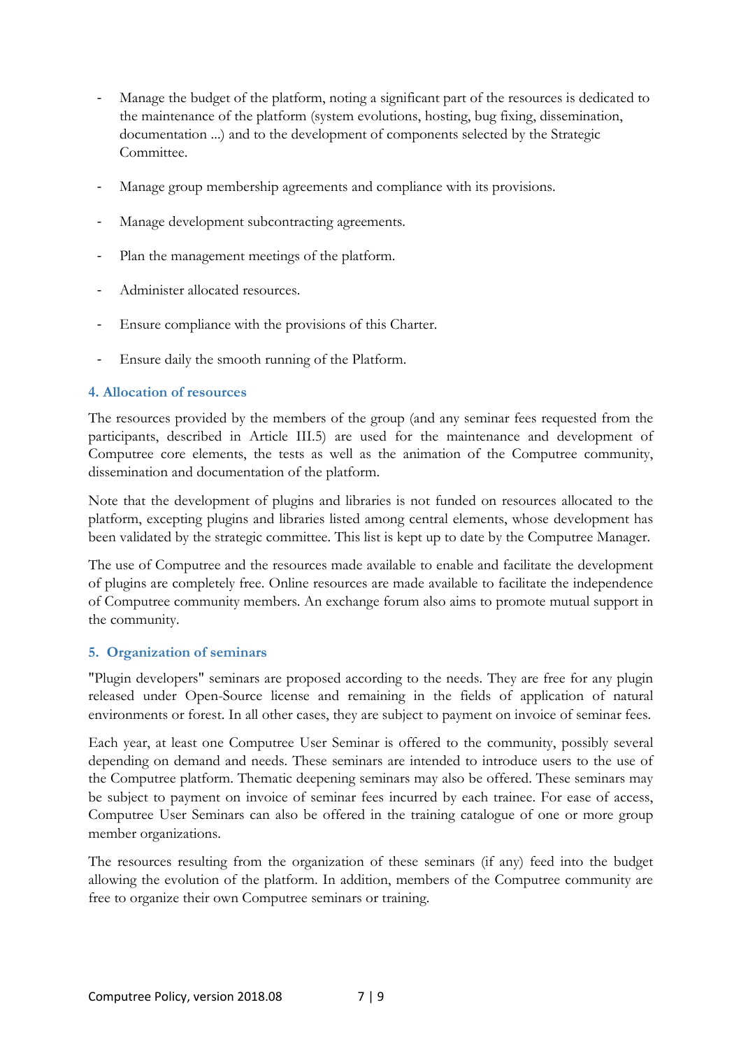- Manage the budget of the platform, noting a significant part of the resources is dedicated to the maintenance of the platform (system evolutions, hosting, bug fixing, dissemination, documentation ...) and to the development of components selected by the Strategic Committee.

- Manage group membership agreements and compliance with its provisions.

- Manage development subcontracting agreements.

- Plan the management meetings of the platform.

- Administer allocated resources.

- Ensure compliance with the provisions of this Charter.

- Ensure daily the smooth running of the Platform.

### 4. Allocation of resources

The resources provided by the members of the group (and any seminar fees requested from the participants, described in Article III.5) are used for the maintenance and development of Computree core elements, the tests as well as the animation of the Computree community, dissemination and documentation of the platform.

Note that the development of plugins and libraries is not funded on resources allocated to the platform, excepting plugins and libraries listed among central elements, whose development has been validated by the strategic committee. This list is kept up to date by the Computree Manager.

The use of Computree and the resources made available to enable and facilitate the development of plugins are completely free. Online resources are made available to facilitate the independence of Computree community members. An exchange forum also aims to promote mutual support in the community.

### 5. Organization of seminars

"Plugin developers" seminars are proposed according to the needs. They are free for any plugin released under Open-Source license and remaining in the fields of application of natural environments or forest. In all other cases, they are subject to payment on invoice of seminar fees.

Each year, at least one Computree User Seminar is offered to the community, possibly several depending on demand and needs. These seminars are intended to introduce users to the use of the Computree platform. Thematic deepening seminars may also be offered. These seminars may be subject to payment on invoice of seminar fees incurred by each trainee. For ease of access, Computree User Seminars can also be offered in the training catalogue of one or more group member organizations.

The resources resulting from the organization of these seminars (if any) feed into the budget allowing the evolution of the platform. In addition, members of the Computree community are free to organize their own Computree seminars or training.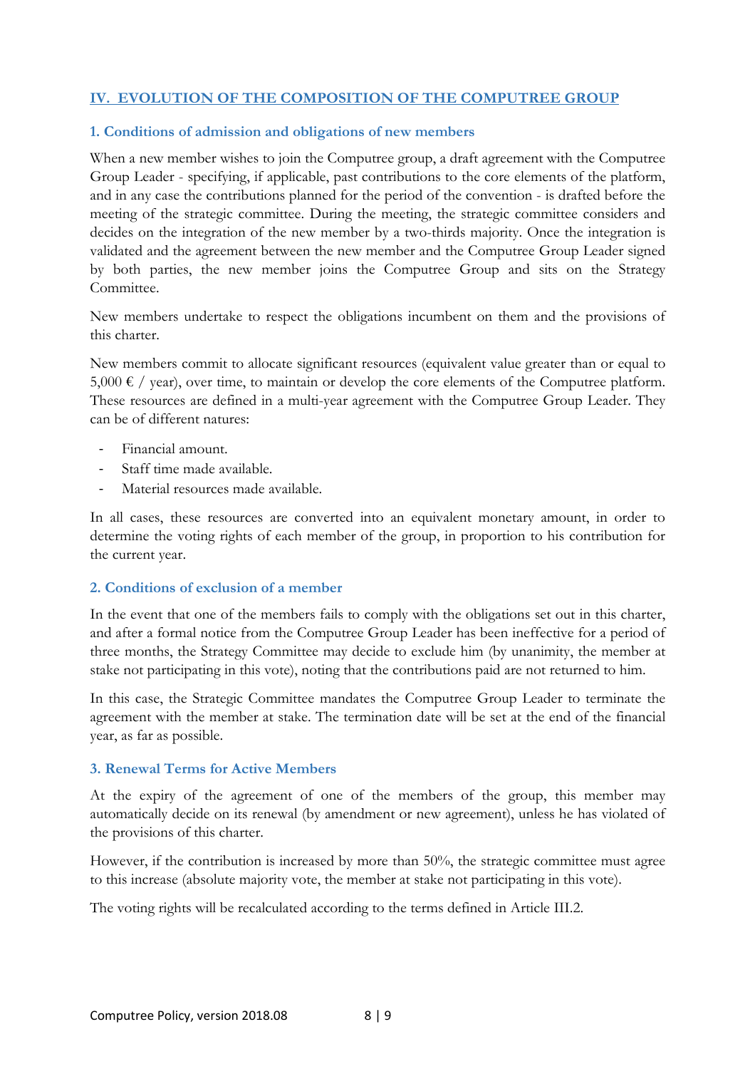## IV. EVOLUTION OF THE COMPOSITION OF THE COMPUTREE GROUP

### 1. Conditions of admission and obligations of new members

When a new member wishes to join the Computree group, a draft agreement with the Computree Group Leader - specifying, if applicable, past contributions to the core elements of the platform, and in any case the contributions planned for the period of the convention - is drafted before the meeting of the strategic committee. During the meeting, the strategic committee considers and decides on the integration of the new member by a two-thirds majority. Once the integration is validated and the agreement between the new member and the Computree Group Leader signed by both parties, the new member joins the Computree Group and sits on the Strategy Committee.

New members undertake to respect the obligations incumbent on them and the provisions of this charter.

New members commit to allocate significant resources (equivalent value greater than or equal to 5,000 € / year), over time, to maintain or develop the core elements of the Computree platform. These resources are defined in a multi-year agreement with the Computree Group Leader. They can be of different natures:

- Financial amount.
- Staff time made available.
- Material resources made available.

In all cases, these resources are converted into an equivalent monetary amount, in order to determine the voting rights of each member of the group, in proportion to his contribution for the current year.

### 2. Conditions of exclusion of a member

In the event that one of the members fails to comply with the obligations set out in this charter, and after a formal notice from the Computree Group Leader has been ineffective for a period of three months, the Strategy Committee may decide to exclude him (by unanimity, the member at stake not participating in this vote), noting that the contributions paid are not returned to him.

In this case, the Strategic Committee mandates the Computree Group Leader to terminate the agreement with the member at stake. The termination date will be set at the end of the financial year, as far as possible.

### 3. Renewal Terms for Active Members

At the expiry of the agreement of one of the members of the group, this member may automatically decide on its renewal (by amendment or new agreement), unless he has violated of the provisions of this charter.

However, if the contribution is increased by more than 50%, the strategic committee must agree to this increase (absolute majority vote, the member at stake not participating in this vote).

The voting rights will be recalculated according to the terms defined in Article III.2.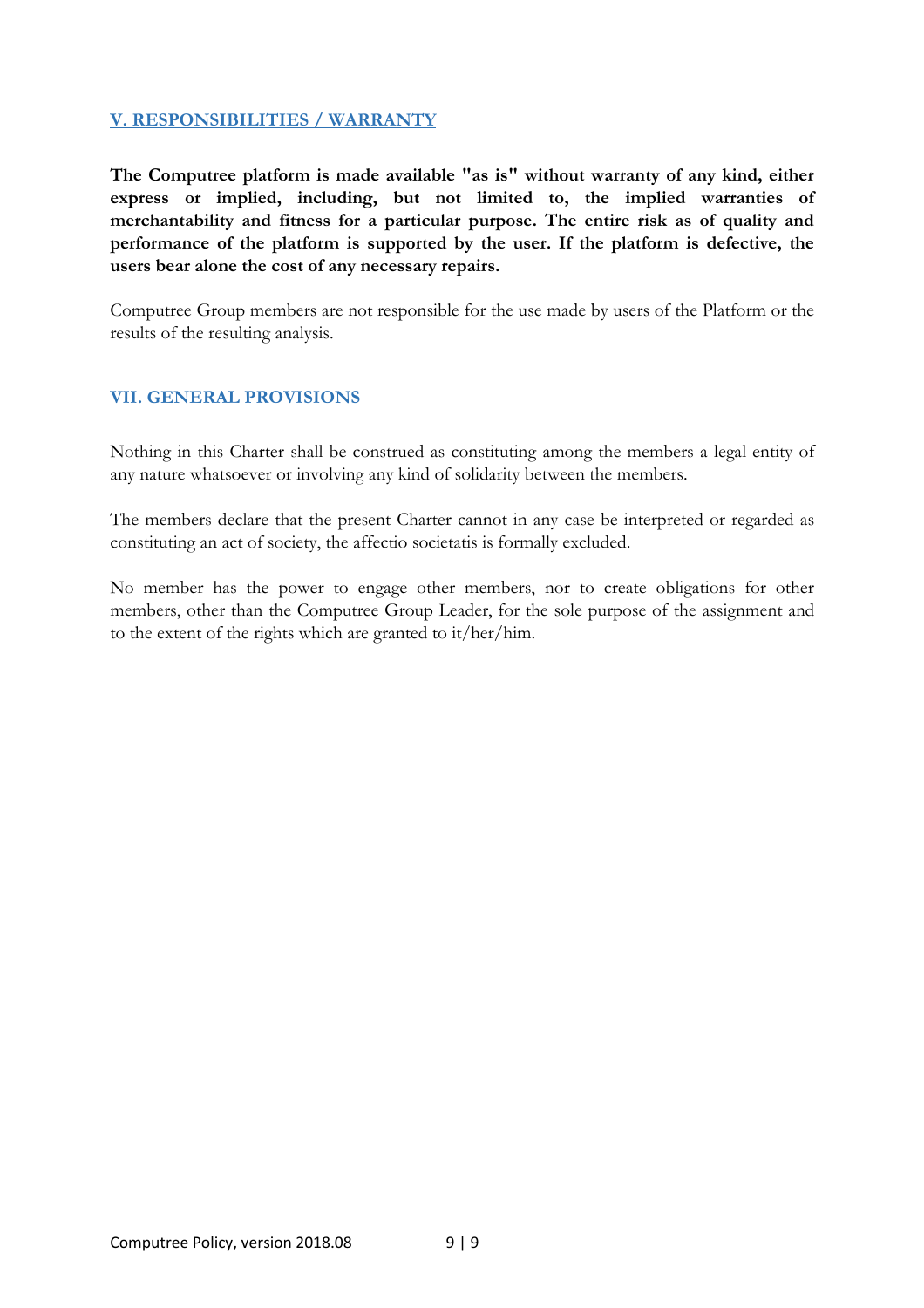## V. RESPONSIBILITIES / WARRANTY

**The Computree platform is made available "as is" without warranty of any kind, either express or implied, including, but not limited to, the implied warranties of merchantability and fitness for a particular purpose. The entire risk as of quality and performance of the platform is supported by the user. If the platform is defective, the users bear alone the cost of any necessary repairs.**

Computree Group members are not responsible for the use made by users of the Platform or the results of the resulting analysis.

## VII. GENERAL PROVISIONS

Nothing in this Charter shall be construed as constituting among the members a legal entity of any nature whatsoever or involving any kind of solidarity between the members.

The members declare that the present Charter cannot in any case be interpreted or regarded as constituting an act of society, the affectio societatis is formally excluded.

No member has the power to engage other members, nor to create obligations for other members, other than the Computree Group Leader, for the sole purpose of the assignment and to the extent of the rights which are granted to it/her/him.